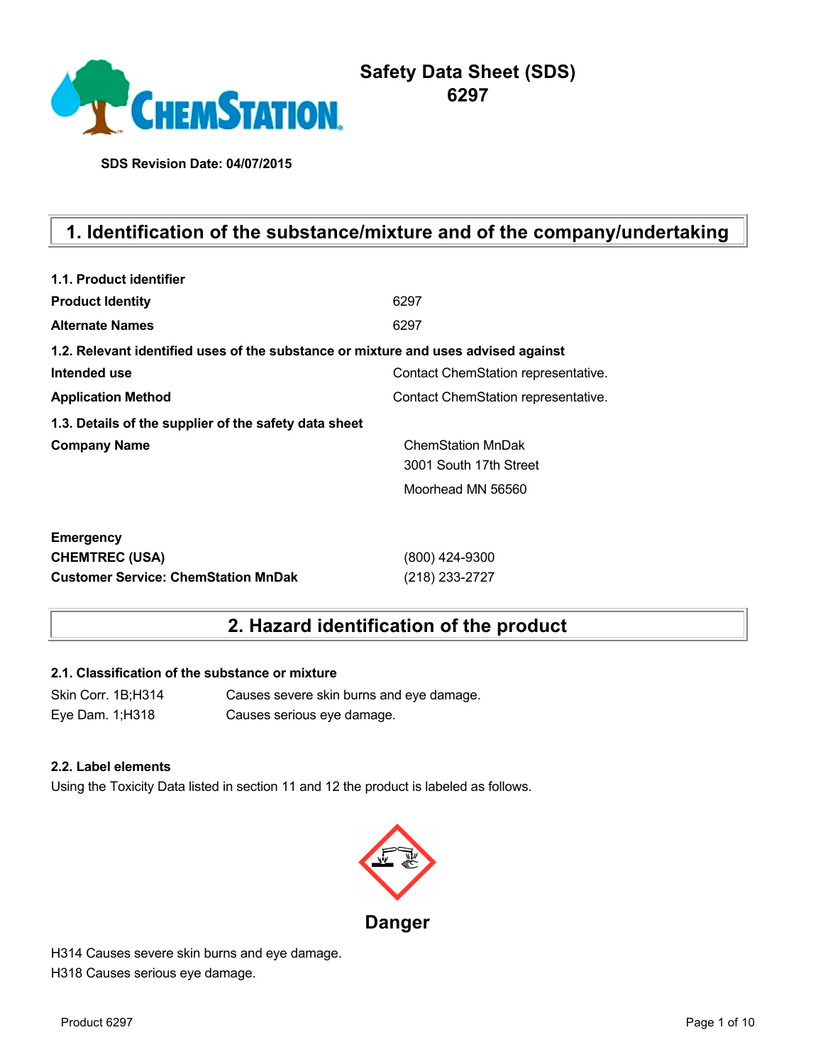# Safety Data Sheet (SDS)
# 6297

**SDS Revision Date: 04/07/2015**

## 1. Identification of the substance/mixture and of the company/undertaking

**1.1. Product identifier**

| | |
|---|---|
| **Product Identity** | 6297 |
| **Alternate Names** | 6297 |

**1.2. Relevant identified uses of the substance or mixture and uses advised against**

| | |
|---|---|
| **Intended use** | Contact ChemStation representative. |
| **Application Method** | Contact ChemStation representative. |

**1.3. Details of the supplier of the safety data sheet**

| | |
|---|---|
| **Company Name** | ChemStation MnDak<br>3001 South 17th Street<br>Moorhead MN 56560 |

| | |
|---|---|
| **Emergency** | |
| **CHEMTREC (USA)** | (800) 424-9300 |
| **Customer Service: ChemStation MnDak** | (218) 233-2727 |

## 2. Hazard identification of the product

**2.1. Classification of the substance or mixture**

| | |
|---|---|
| Skin Corr. 1B;H314 | Causes severe skin burns and eye damage. |
| Eye Dam. 1;H318 | Causes serious eye damage. |

**2.2. Label elements**

Using the Toxicity Data listed in section 11 and 12 the product is labeled as follows.

**Danger**

H314 Causes severe skin burns and eye damage.
H318 Causes serious eye damage.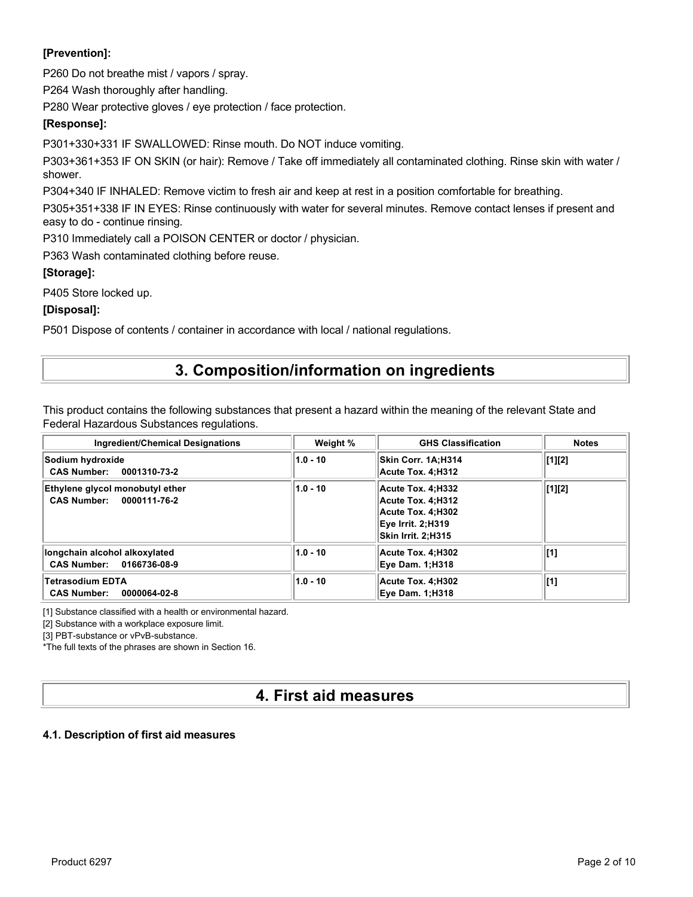**[Prevention]:**

P260 Do not breathe mist / vapors / spray.

P264 Wash thoroughly after handling.

P280 Wear protective gloves / eye protection / face protection.

**[Response]:**

P301+330+331 IF SWALLOWED: Rinse mouth. Do NOT induce vomiting.

P303+361+353 IF ON SKIN (or hair): Remove / Take off immediately all contaminated clothing. Rinse skin with water / shower.

P304+340 IF INHALED: Remove victim to fresh air and keep at rest in a position comfortable for breathing.

P305+351+338 IF IN EYES: Rinse continuously with water for several minutes. Remove contact lenses if present and easy to do - continue rinsing.

P310 Immediately call a POISON CENTER or doctor / physician.

P363 Wash contaminated clothing before reuse.

**[Storage]:**

P405 Store locked up.

**[Disposal]:**

P501 Dispose of contents / container in accordance with local / national regulations.

## 3. Composition/information on ingredients

This product contains the following substances that present a hazard within the meaning of the relevant State and Federal Hazardous Substances regulations.

| Ingredient/Chemical Designations | Weight % | GHS Classification | Notes |
|---|---|---|---|
| **Sodium hydroxide**<br>**CAS Number: 0001310-73-2** | 1.0 - 10 | Skin Corr. 1A;H314<br>Acute Tox. 4;H312 | [1][2] |
| **Ethylene glycol monobutyl ether**<br>**CAS Number: 0000111-76-2** | 1.0 - 10 | Acute Tox. 4;H332<br>Acute Tox. 4;H312<br>Acute Tox. 4;H302<br>Eye Irrit. 2;H319<br>Skin Irrit. 2;H315 | [1][2] |
| **longchain alcohol alkoxylated**<br>**CAS Number: 0166736-08-9** | 1.0 - 10 | Acute Tox. 4;H302<br>Eye Dam. 1;H318 | [1] |
| **Tetrasodium EDTA**<br>**CAS Number: 0000064-02-8** | 1.0 - 10 | Acute Tox. 4;H302<br>Eye Dam. 1;H318 | [1] |

[1] Substance classified with a health or environmental hazard.

[2] Substance with a workplace exposure limit.

[3] PBT-substance or vPvB-substance.

*The full texts of the phrases are shown in Section 16.

## 4. First aid measures

### 4.1. Description of first aid measures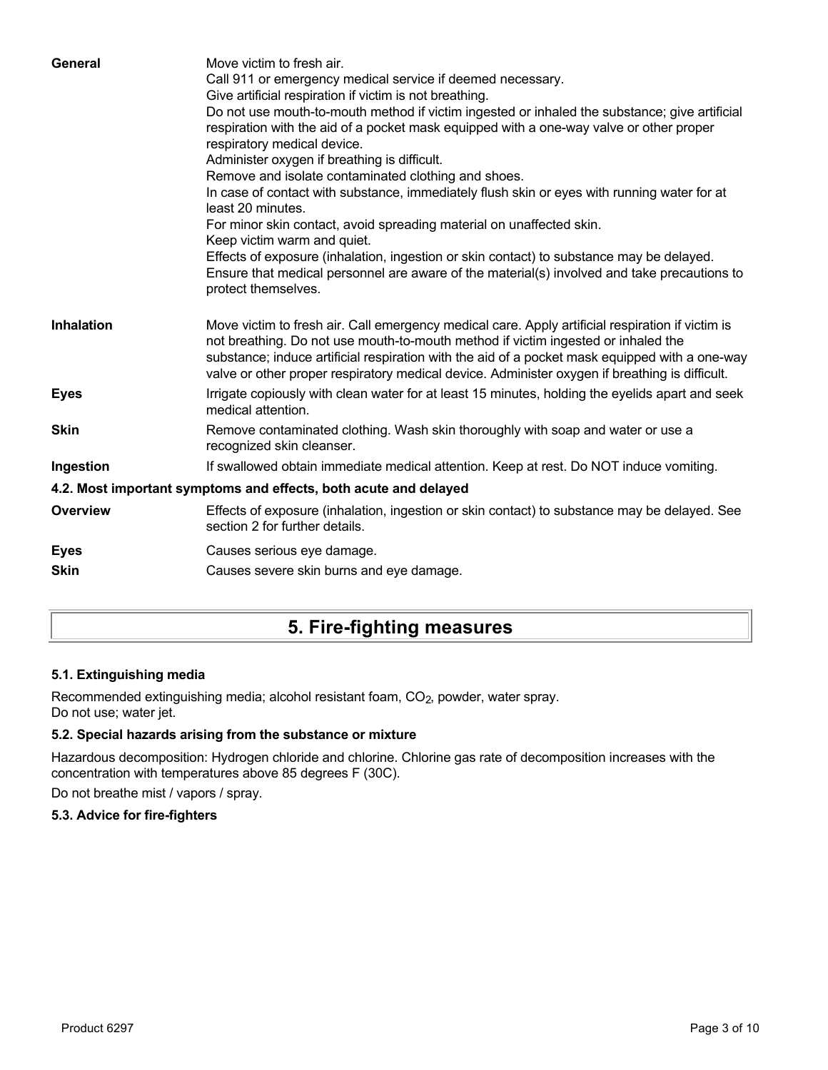| | |
|---|---|
| **General** | Move victim to fresh air.<br>Call 911 or emergency medical service if deemed necessary.<br>Give artificial respiration if victim is not breathing.<br>Do not use mouth-to-mouth method if victim ingested or inhaled the substance; give artificial respiration with the aid of a pocket mask equipped with a one-way valve or other proper respiratory medical device.<br>Administer oxygen if breathing is difficult.<br>Remove and isolate contaminated clothing and shoes.<br>In case of contact with substance, immediately flush skin or eyes with running water for at least 20 minutes.<br>For minor skin contact, avoid spreading material on unaffected skin.<br>Keep victim warm and quiet.<br>Effects of exposure (inhalation, ingestion or skin contact) to substance may be delayed.<br>Ensure that medical personnel are aware of the material(s) involved and take precautions to protect themselves. |
| **Inhalation** | Move victim to fresh air. Call emergency medical care. Apply artificial respiration if victim is not breathing. Do not use mouth-to-mouth method if victim ingested or inhaled the substance; induce artificial respiration with the aid of a pocket mask equipped with a one-way valve or other proper respiratory medical device. Administer oxygen if breathing is difficult. |
| **Eyes** | Irrigate copiously with clean water for at least 15 minutes, holding the eyelids apart and seek medical attention. |
| **Skin** | Remove contaminated clothing. Wash skin thoroughly with soap and water or use a recognized skin cleanser. |
| **Ingestion** | If swallowed obtain immediate medical attention. Keep at rest. Do NOT induce vomiting. |

### 4.2. Most important symptoms and effects, both acute and delayed

| | |
|---|---|
| **Overview** | Effects of exposure (inhalation, ingestion or skin contact) to substance may be delayed. See section 2 for further details. |
| **Eyes** | Causes serious eye damage. |
| **Skin** | Causes severe skin burns and eye damage. |

## 5. Fire-fighting measures

### 5.1. Extinguishing media

Recommended extinguishing media; alcohol resistant foam, $CO_2$, powder, water spray.
Do not use; water jet.

### 5.2. Special hazards arising from the substance or mixture

Hazardous decomposition: Hydrogen chloride and chlorine. Chlorine gas rate of decomposition increases with the concentration with temperatures above 85 degrees F (30C).

Do not breathe mist / vapors / spray.

### 5.3. Advice for fire-fighters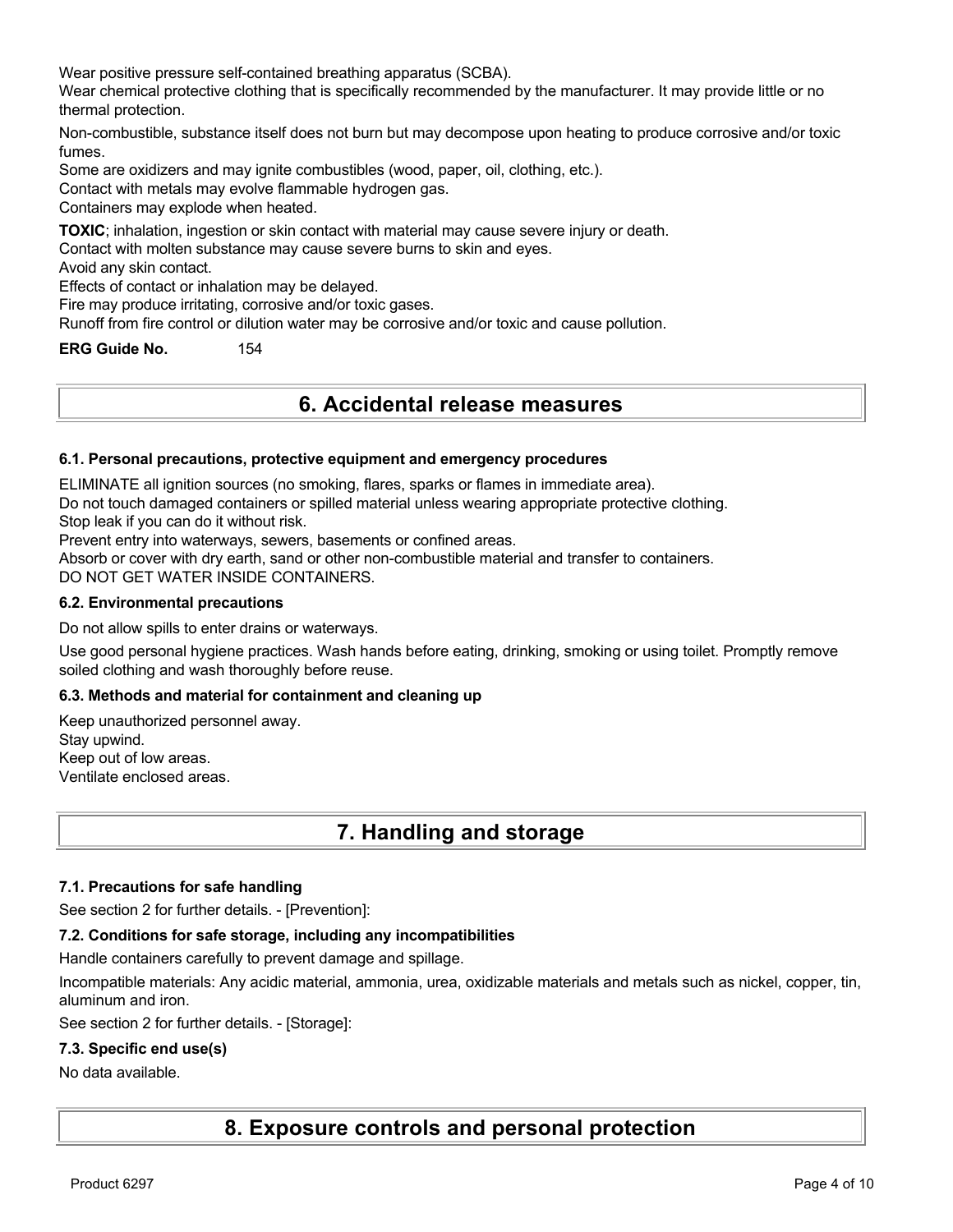Wear positive pressure self-contained breathing apparatus (SCBA).
Wear chemical protective clothing that is specifically recommended by the manufacturer. It may provide little or no thermal protection.

Non-combustible, substance itself does not burn but may decompose upon heating to produce corrosive and/or toxic fumes.
Some are oxidizers and may ignite combustibles (wood, paper, oil, clothing, etc.).
Contact with metals may evolve flammable hydrogen gas.
Containers may explode when heated.

**TOXIC**; inhalation, ingestion or skin contact with material may cause severe injury or death.
Contact with molten substance may cause severe burns to skin and eyes.
Avoid any skin contact.
Effects of contact or inhalation may be delayed.
Fire may produce irritating, corrosive and/or toxic gases.
Runoff from fire control or dilution water may be corrosive and/or toxic and cause pollution.

**ERG Guide No.** 154

# 6. Accidental release measures

### 6.1. Personal precautions, protective equipment and emergency procedures

ELIMINATE all ignition sources (no smoking, flares, sparks or flames in immediate area).
Do not touch damaged containers or spilled material unless wearing appropriate protective clothing.
Stop leak if you can do it without risk.
Prevent entry into waterways, sewers, basements or confined areas.
Absorb or cover with dry earth, sand or other non-combustible material and transfer to containers.
DO NOT GET WATER INSIDE CONTAINERS.

### 6.2. Environmental precautions

Do not allow spills to enter drains or waterways.

Use good personal hygiene practices. Wash hands before eating, drinking, smoking or using toilet. Promptly remove soiled clothing and wash thoroughly before reuse.

### 6.3. Methods and material for containment and cleaning up

Keep unauthorized personnel away.
Stay upwind.
Keep out of low areas.
Ventilate enclosed areas.

# 7. Handling and storage

### 7.1. Precautions for safe handling

See section 2 for further details. - [Prevention]:

### 7.2. Conditions for safe storage, including any incompatibilities

Handle containers carefully to prevent damage and spillage.

Incompatible materials: Any acidic material, ammonia, urea, oxidizable materials and metals such as nickel, copper, tin, aluminum and iron.

See section 2 for further details. - [Storage]:

### 7.3. Specific end use(s)

No data available.

# 8. Exposure controls and personal protection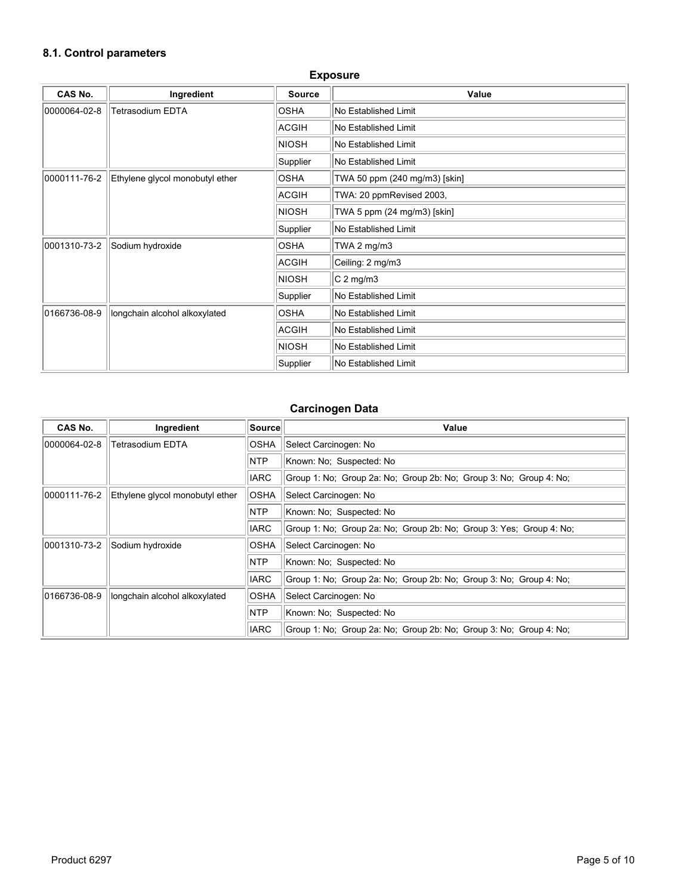### 8.1. Control parameters

**Exposure**

| CAS No. | Ingredient | Source | Value |
|---|---|---|---|
| 0000064-02-8 | Tetrasodium EDTA | OSHA | No Established Limit |
| | | ACGIH | No Established Limit |
| | | NIOSH | No Established Limit |
| | | Supplier | No Established Limit |
| 0000111-76-2 | Ethylene glycol monobutyl ether | OSHA | TWA 50 ppm (240 mg/m3) [skin] |
| | | ACGIH | TWA: 20 ppmRevised 2003, |
| | | NIOSH | TWA 5 ppm (24 mg/m3) [skin] |
| | | Supplier | No Established Limit |
| 0001310-73-2 | Sodium hydroxide | OSHA | TWA 2 mg/m3 |
| | | ACGIH | Ceiling: 2 mg/m3 |
| | | NIOSH | C 2 mg/m3 |
| | | Supplier | No Established Limit |
| 0166736-08-9 | longchain alcohol alkoxylated | OSHA | No Established Limit |
| | | ACGIH | No Established Limit |
| | | NIOSH | No Established Limit |
| | | Supplier | No Established Limit |

**Carcinogen Data**

| CAS No. | Ingredient | Source | Value |
|---|---|---|---|
| 0000064-02-8 | Tetrasodium EDTA | OSHA | Select Carcinogen: No |
| | | NTP | Known: No; Suspected: No |
| | | IARC | Group 1: No; Group 2a: No; Group 2b: No; Group 3: No; Group 4: No; |
| 0000111-76-2 | Ethylene glycol monobutyl ether | OSHA | Select Carcinogen: No |
| | | NTP | Known: No; Suspected: No |
| | | IARC | Group 1: No; Group 2a: No; Group 2b: No; Group 3: Yes; Group 4: No; |
| 0001310-73-2 | Sodium hydroxide | OSHA | Select Carcinogen: No |
| | | NTP | Known: No; Suspected: No |
| | | IARC | Group 1: No; Group 2a: No; Group 2b: No; Group 3: No; Group 4: No; |
| 0166736-08-9 | longchain alcohol alkoxylated | OSHA | Select Carcinogen: No |
| | | NTP | Known: No; Suspected: No |
| | | IARC | Group 1: No; Group 2a: No; Group 2b: No; Group 3: No; Group 4: No; |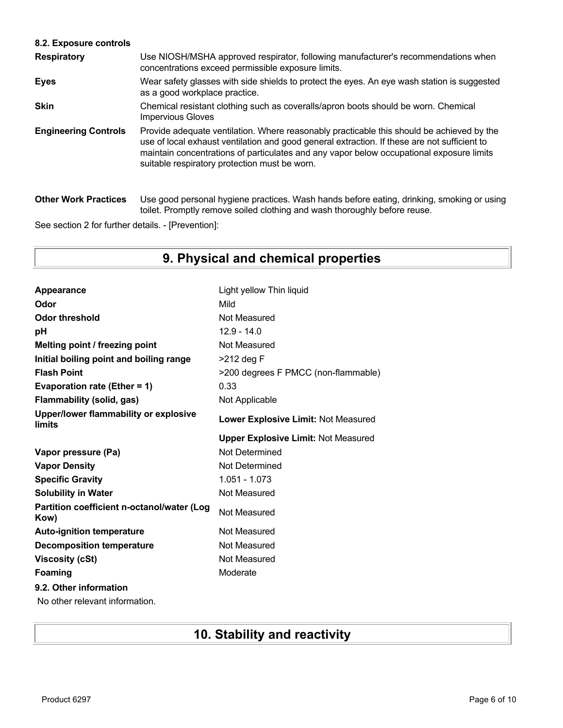**8.2. Exposure controls**

| | |
|---|---|
| **Respiratory** | Use NIOSH/MSHA approved respirator, following manufacturer's recommendations when concentrations exceed permissible exposure limits. |
| **Eyes** | Wear safety glasses with side shields to protect the eyes. An eye wash station is suggested as a good workplace practice. |
| **Skin** | Chemical resistant clothing such as coveralls/apron boots should be worn. Chemical Impervious Gloves |
| **Engineering Controls** | Provide adequate ventilation. Where reasonably practicable this should be achieved by the use of local exhaust ventilation and good general extraction. If these are not sufficient to maintain concentrations of particulates and any vapor below occupational exposure limits suitable respiratory protection must be worn. |
| **Other Work Practices** | Use good personal hygiene practices. Wash hands before eating, drinking, smoking or using toilet. Promptly remove soiled clothing and wash thoroughly before reuse. |

See section 2 for further details. - [Prevention]:

# 9. Physical and chemical properties

| | |
|---|---|
| **Appearance** | Light yellow Thin liquid |
| **Odor** | Mild |
| **Odor threshold** | Not Measured |
| **pH** | 12.9 - 14.0 |
| **Melting point / freezing point** | Not Measured |
| **Initial boiling point and boiling range** | >212 deg F |
| **Flash Point** | >200 degrees F PMCC (non-flammable) |
| **Evaporation rate (Ether = 1)** | 0.33 |
| **Flammability (solid, gas)** | Not Applicable |
| **Upper/lower flammability or explosive limits** | **Lower Explosive Limit:** Not Measured |
| | **Upper Explosive Limit:** Not Measured |
| **Vapor pressure (Pa)** | Not Determined |
| **Vapor Density** | Not Determined |
| **Specific Gravity** | 1.051 - 1.073 |
| **Solubility in Water** | Not Measured |
| **Partition coefficient n-octanol/water (Log Kow)** | Not Measured |
| **Auto-ignition temperature** | Not Measured |
| **Decomposition temperature** | Not Measured |
| **Viscosity (cSt)** | Not Measured |
| **Foaming** | Moderate |

**9.2. Other information**

No other relevant information.

# 10. Stability and reactivity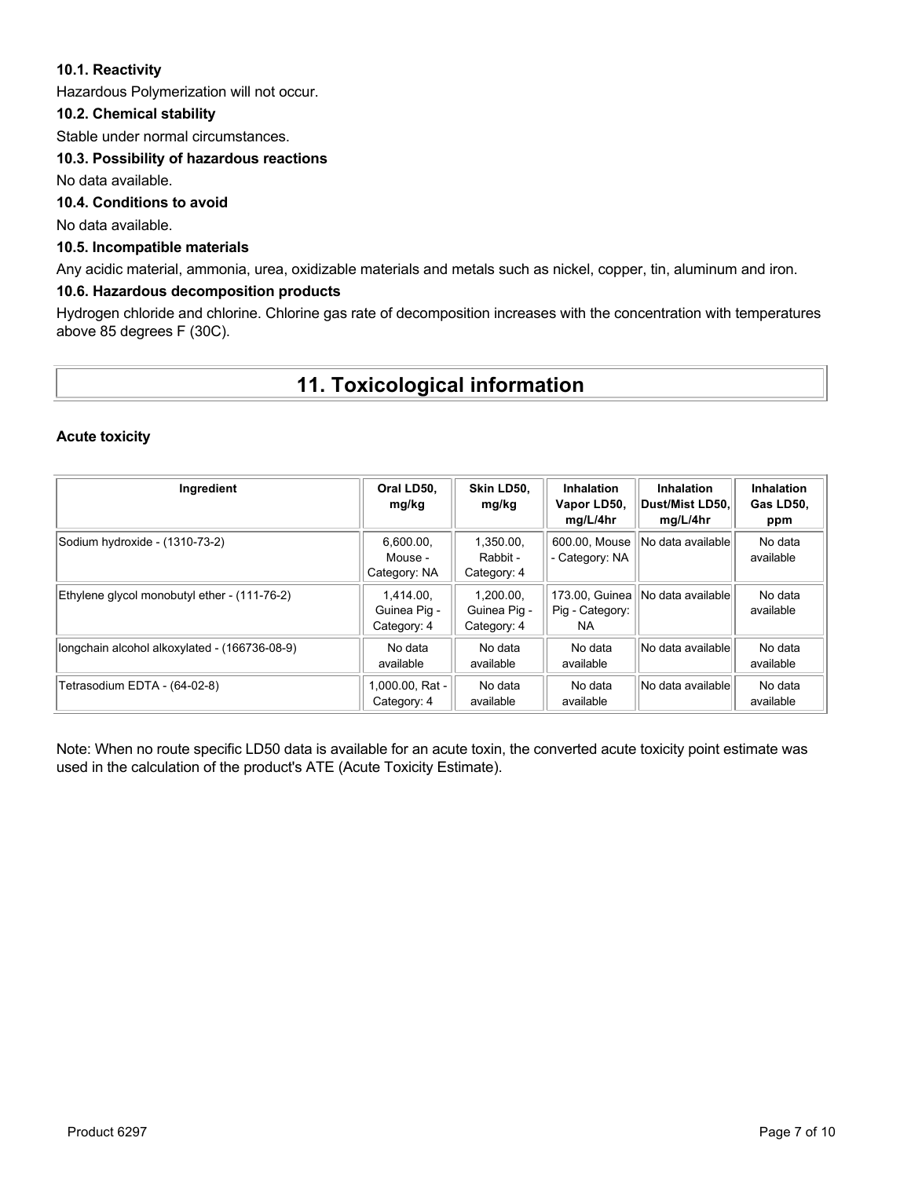### 10.1. Reactivity

Hazardous Polymerization will not occur.

### 10.2. Chemical stability

Stable under normal circumstances.

### 10.3. Possibility of hazardous reactions

No data available.

### 10.4. Conditions to avoid

No data available.

### 10.5. Incompatible materials

Any acidic material, ammonia, urea, oxidizable materials and metals such as nickel, copper, tin, aluminum and iron.

### 10.6. Hazardous decomposition products

Hydrogen chloride and chlorine. Chlorine gas rate of decomposition increases with the concentration with temperatures above 85 degrees F (30C).

# 11. Toxicological information

**Acute toxicity**

| Ingredient | Oral LD50, mg/kg | Skin LD50, mg/kg | Inhalation Vapor LD50, mg/L/4hr | Inhalation Dust/Mist LD50, mg/L/4hr | Inhalation Gas LD50, ppm |
|---|---|---|---|---|---|
| Sodium hydroxide - (1310-73-2) | 6,600.00, Mouse - Category: NA | 1,350.00, Rabbit - Category: 4 | 600.00, Mouse - Category: NA | No data available | No data available |
| Ethylene glycol monobutyl ether - (111-76-2) | 1,414.00, Guinea Pig - Category: 4 | 1,200.00, Guinea Pig - Category: 4 | 173.00, Guinea Pig - Category: NA | No data available | No data available |
| longchain alcohol alkoxylated - (166736-08-9) | No data available | No data available | No data available | No data available | No data available |
| Tetrasodium EDTA - (64-02-8) | 1,000.00, Rat - Category: 4 | No data available | No data available | No data available | No data available |

Note: When no route specific LD50 data is available for an acute toxin, the converted acute toxicity point estimate was used in the calculation of the product's ATE (Acute Toxicity Estimate).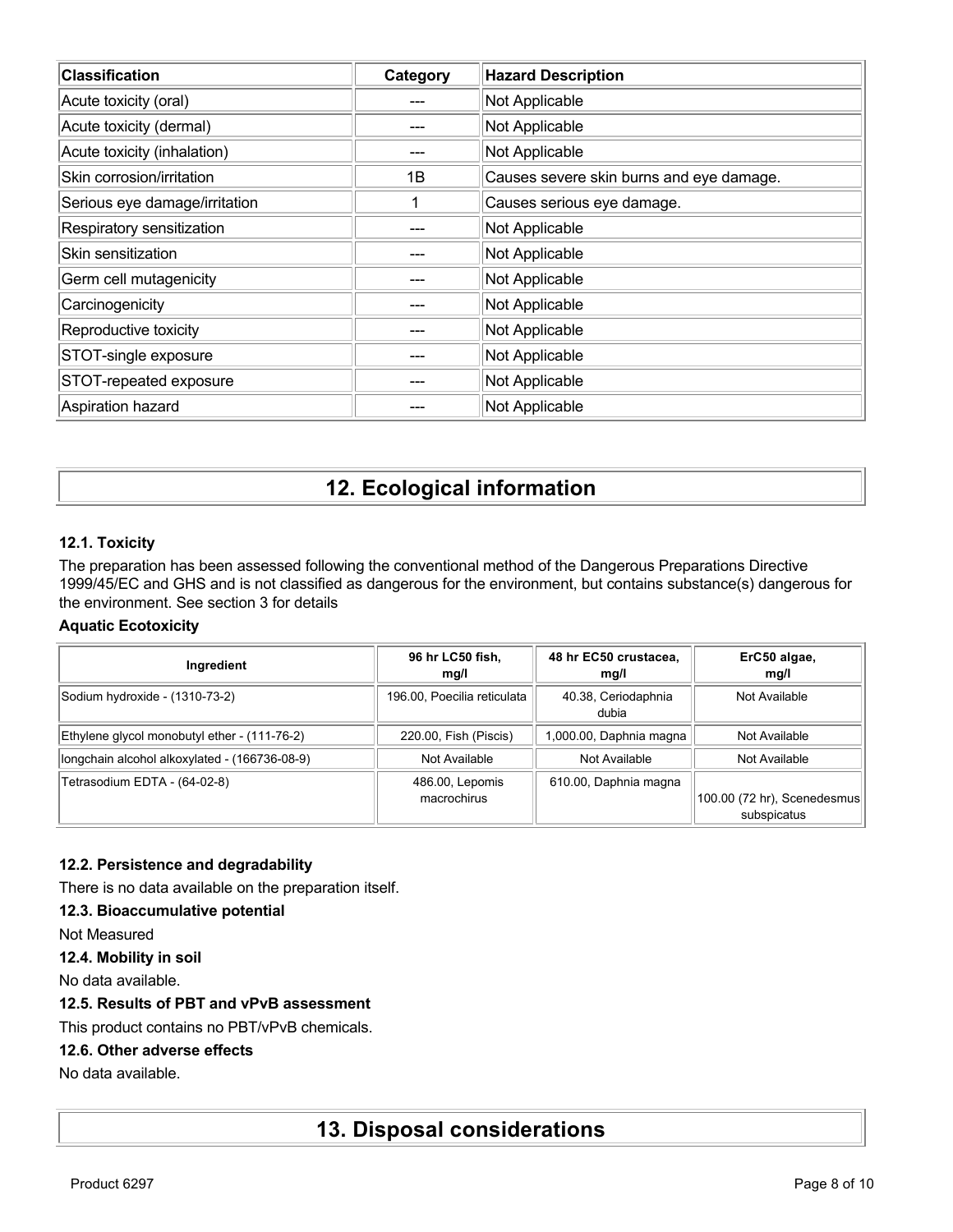| Classification | Category | Hazard Description |
| --- | --- | --- |
| Acute toxicity (oral) | --- | Not Applicable |
| Acute toxicity (dermal) | --- | Not Applicable |
| Acute toxicity (inhalation) | --- | Not Applicable |
| Skin corrosion/irritation | 1B | Causes severe skin burns and eye damage. |
| Serious eye damage/irritation | 1 | Causes serious eye damage. |
| Respiratory sensitization | --- | Not Applicable |
| Skin sensitization | --- | Not Applicable |
| Germ cell mutagenicity | --- | Not Applicable |
| Carcinogenicity | --- | Not Applicable |
| Reproductive toxicity | --- | Not Applicable |
| STOT-single exposure | --- | Not Applicable |
| STOT-repeated exposure | --- | Not Applicable |
| Aspiration hazard | --- | Not Applicable |

# 12. Ecological information

### 12.1. Toxicity

The preparation has been assessed following the conventional method of the Dangerous Preparations Directive 1999/45/EC and GHS and is not classified as dangerous for the environment, but contains substance(s) dangerous for the environment. See section 3 for details

**Aquatic Ecotoxicity**

| Ingredient | 96 hr LC50 fish, mg/l | 48 hr EC50 crustacea, mg/l | ErC50 algae, mg/l |
| --- | --- | --- | --- |
| Sodium hydroxide - (1310-73-2) | 196.00, Poecilia reticulata | 40.38, Ceriodaphnia dubia | Not Available |
| Ethylene glycol monobutyl ether - (111-76-2) | 220.00, Fish (Piscis) | 1,000.00, Daphnia magna | Not Available |
| longchain alcohol alkoxylated - (166736-08-9) | Not Available | Not Available | Not Available |
| Tetrasodium EDTA - (64-02-8) | 486.00, Lepomis macrochirus | 610.00, Daphnia magna | 100.00 (72 hr), Scenedesmus subspicatus |

### 12.2. Persistence and degradability

There is no data available on the preparation itself.

### 12.3. Bioaccumulative potential

Not Measured

### 12.4. Mobility in soil

No data available.

### 12.5. Results of PBT and vPvB assessment

This product contains no PBT/vPvB chemicals.

### 12.6. Other adverse effects

No data available.

# 13. Disposal considerations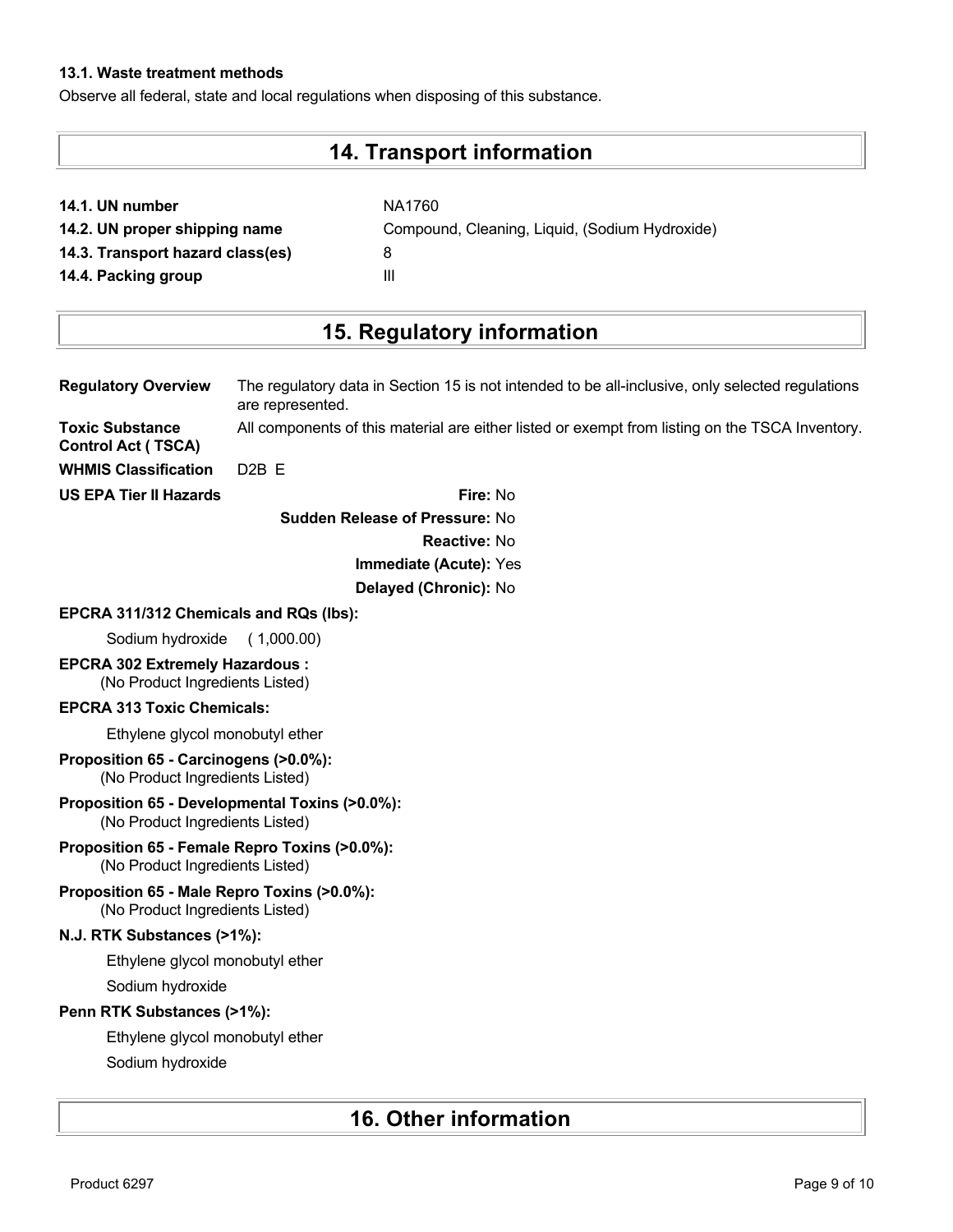**13.1. Waste treatment methods**

Observe all federal, state and local regulations when disposing of this substance.

## 14. Transport information

| | |
|---|---|
| **14.1. UN number** | NA1760 |
| **14.2. UN proper shipping name** | Compound, Cleaning, Liquid, (Sodium Hydroxide) |
| **14.3. Transport hazard class(es)** | 8 |
| **14.4. Packing group** | III |

## 15. Regulatory information

**Regulatory Overview** The regulatory data in Section 15 is not intended to be all-inclusive, only selected regulations are represented.

**Toxic Substance Control Act ( TSCA)** All components of this material are either listed or exempt from listing on the TSCA Inventory.

**WHMIS Classification** D2B E

**US EPA Tier II Hazards**

**Fire:** No

**Sudden Release of Pressure:** No

**Reactive:** No

**Immediate (Acute):** Yes

**Delayed (Chronic):** No

**EPCRA 311/312 Chemicals and RQs (lbs):**

Sodium hydroxide ( 1,000.00)

**EPCRA 302 Extremely Hazardous :**

(No Product Ingredients Listed)

**EPCRA 313 Toxic Chemicals:**

Ethylene glycol monobutyl ether

**Proposition 65 - Carcinogens (>0.0%):**

(No Product Ingredients Listed)

**Proposition 65 - Developmental Toxins (>0.0%):**

(No Product Ingredients Listed)

**Proposition 65 - Female Repro Toxins (>0.0%):**

(No Product Ingredients Listed)

**Proposition 65 - Male Repro Toxins (>0.0%):**

(No Product Ingredients Listed)

**N.J. RTK Substances (>1%):**

Ethylene glycol monobutyl ether

Sodium hydroxide

**Penn RTK Substances (>1%):**

Ethylene glycol monobutyl ether

Sodium hydroxide

## 16. Other information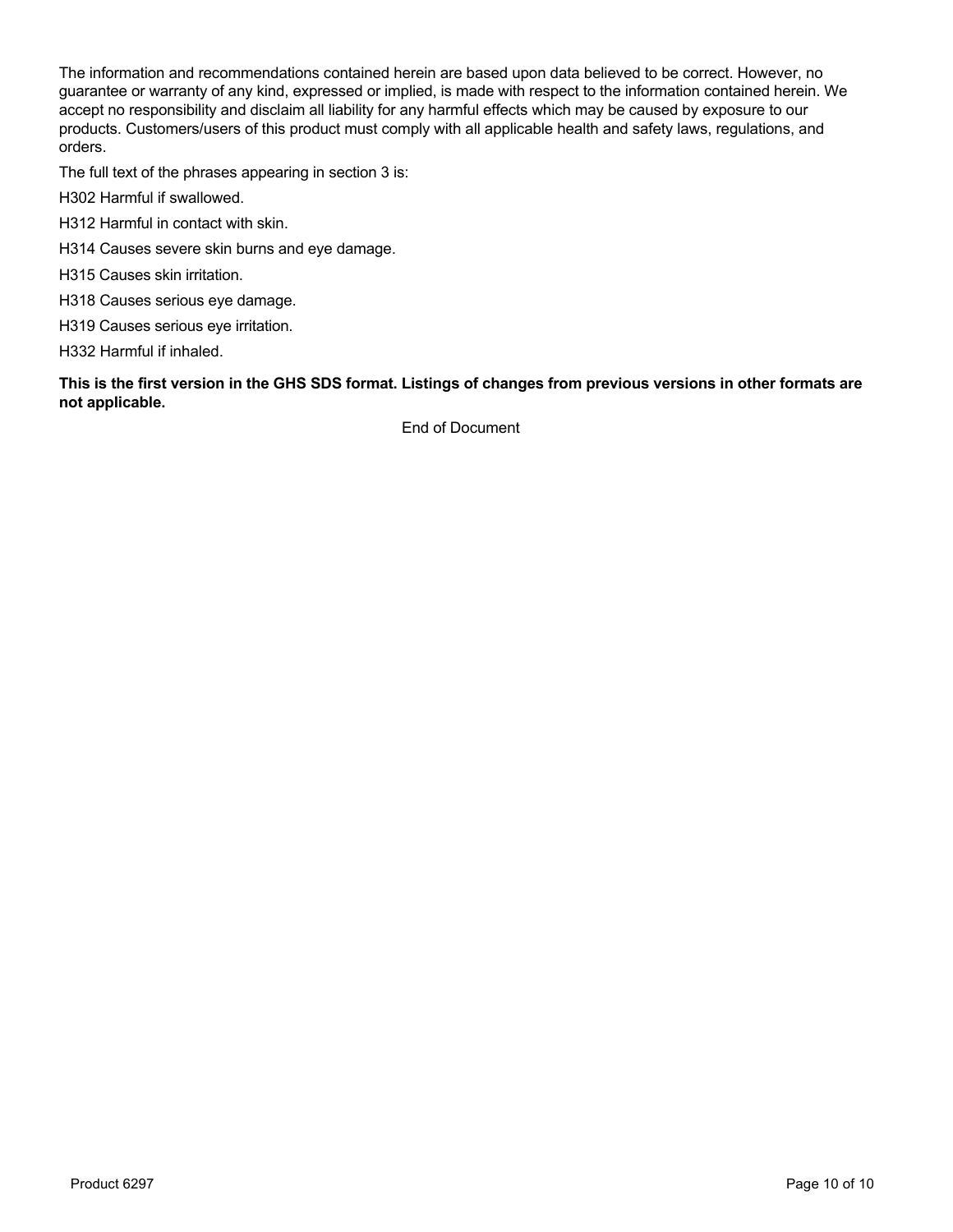The information and recommendations contained herein are based upon data believed to be correct. However, no guarantee or warranty of any kind, expressed or implied, is made with respect to the information contained herein. We accept no responsibility and disclaim all liability for any harmful effects which may be caused by exposure to our products. Customers/users of this product must comply with all applicable health and safety laws, regulations, and orders.

The full text of the phrases appearing in section 3 is:

H302 Harmful if swallowed.

H312 Harmful in contact with skin.

H314 Causes severe skin burns and eye damage.

H315 Causes skin irritation.

H318 Causes serious eye damage.

H319 Causes serious eye irritation.

H332 Harmful if inhaled.

**This is the first version in the GHS SDS format. Listings of changes from previous versions in other formats are not applicable.**

End of Document